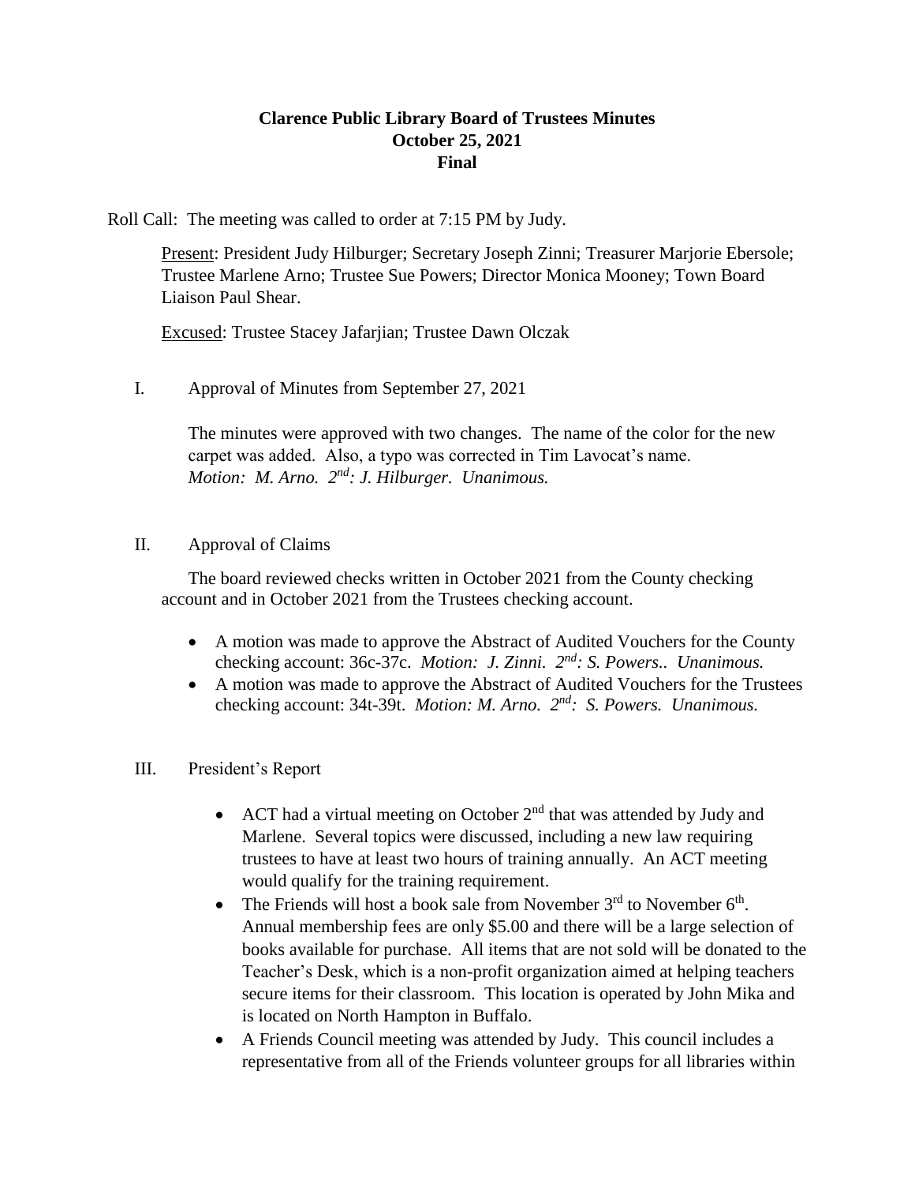# Clarence Public Library Board of Trustees Minutes
## October 25, 2021
## Final

Roll Call: The meeting was called to order at 7:15 PM by Judy.

Present: President Judy Hilburger; Secretary Joseph Zinni; Treasurer Marjorie Ebersole; Trustee Marlene Arno; Trustee Sue Powers; Director Monica Mooney; Town Board Liaison Paul Shear.

Excused: Trustee Stacey Jafarjian; Trustee Dawn Olczak

I. Approval of Minutes from September 27, 2021

The minutes were approved with two changes. The name of the color for the new carpet was added. Also, a typo was corrected in Tim Lavocat's name.
*Motion: M. Arno. 2nd: J. Hilburger. Unanimous.*

II. Approval of Claims

The board reviewed checks written in October 2021 from the County checking account and in October 2021 from the Trustees checking account.

- A motion was made to approve the Abstract of Audited Vouchers for the County checking account: 36c-37c. *Motion: J. Zinni. 2nd: S. Powers.. Unanimous.*
- A motion was made to approve the Abstract of Audited Vouchers for the Trustees checking account: 34t-39t. *Motion: M. Arno. 2nd: S. Powers. Unanimous.*

III. President's Report

- ACT had a virtual meeting on October 2nd that was attended by Judy and Marlene. Several topics were discussed, including a new law requiring trustees to have at least two hours of training annually. An ACT meeting would qualify for the training requirement.
- The Friends will host a book sale from November 3rd to November 6th. Annual membership fees are only $5.00 and there will be a large selection of books available for purchase. All items that are not sold will be donated to the Teacher's Desk, which is a non-profit organization aimed at helping teachers secure items for their classroom. This location is operated by John Mika and is located on North Hampton in Buffalo.
- A Friends Council meeting was attended by Judy. This council includes a representative from all of the Friends volunteer groups for all libraries within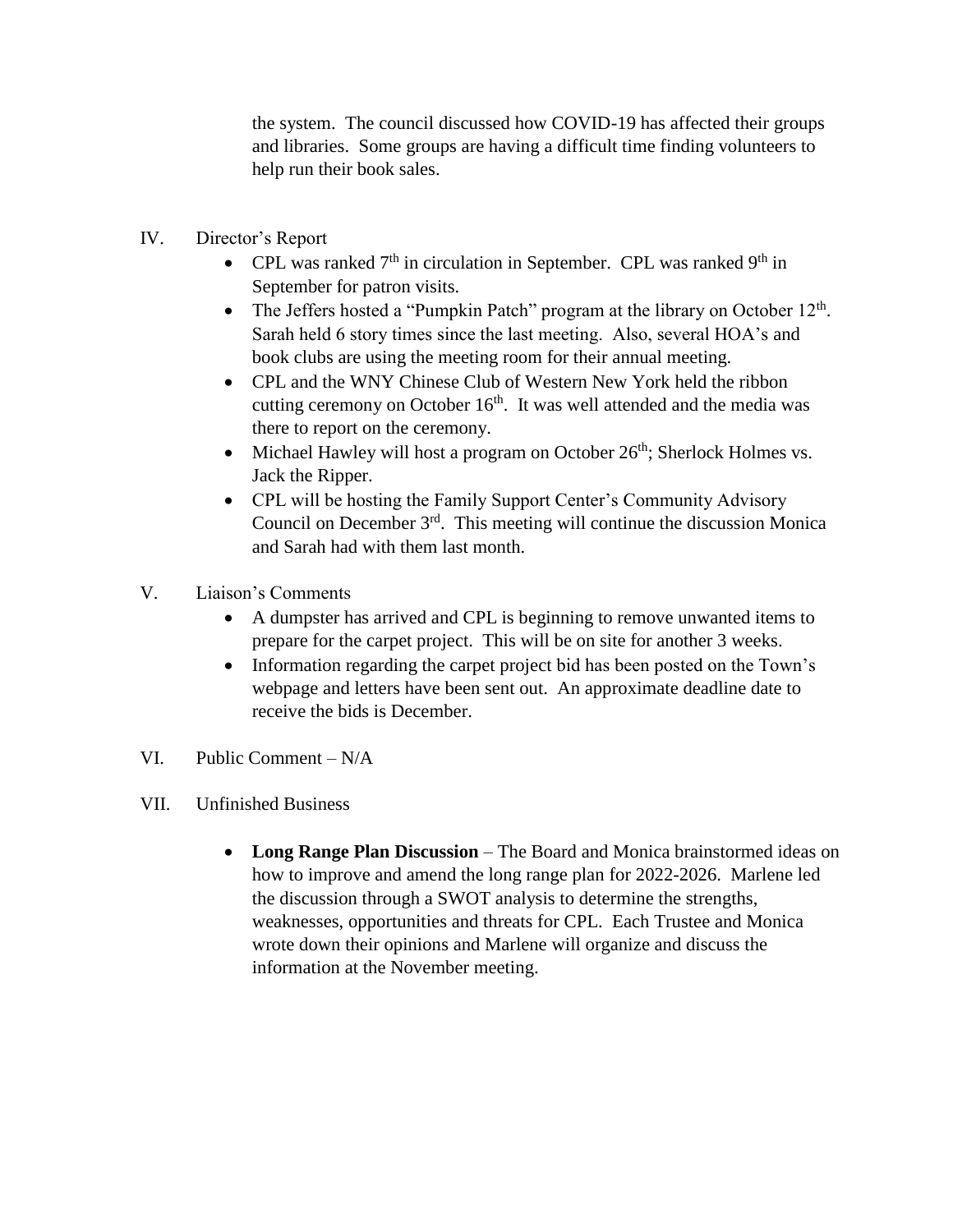the system. The council discussed how COVID-19 has affected their groups and libraries. Some groups are having a difficult time finding volunteers to help run their book sales.

IV. Director's Report

- CPL was ranked 7th in circulation in September. CPL was ranked 9th in September for patron visits.
- The Jeffers hosted a "Pumpkin Patch" program at the library on October 12th. Sarah held 6 story times since the last meeting. Also, several HOA's and book clubs are using the meeting room for their annual meeting.
- CPL and the WNY Chinese Club of Western New York held the ribbon cutting ceremony on October 16th. It was well attended and the media was there to report on the ceremony.
- Michael Hawley will host a program on October 26th; Sherlock Holmes vs. Jack the Ripper.
- CPL will be hosting the Family Support Center's Community Advisory Council on December 3rd. This meeting will continue the discussion Monica and Sarah had with them last month.

V. Liaison's Comments

- A dumpster has arrived and CPL is beginning to remove unwanted items to prepare for the carpet project. This will be on site for another 3 weeks.
- Information regarding the carpet project bid has been posted on the Town's webpage and letters have been sent out. An approximate deadline date to receive the bids is December.

VI. Public Comment – N/A

VII. Unfinished Business

- **Long Range Plan Discussion** – The Board and Monica brainstormed ideas on how to improve and amend the long range plan for 2022-2026. Marlene led the discussion through a SWOT analysis to determine the strengths, weaknesses, opportunities and threats for CPL. Each Trustee and Monica wrote down their opinions and Marlene will organize and discuss the information at the November meeting.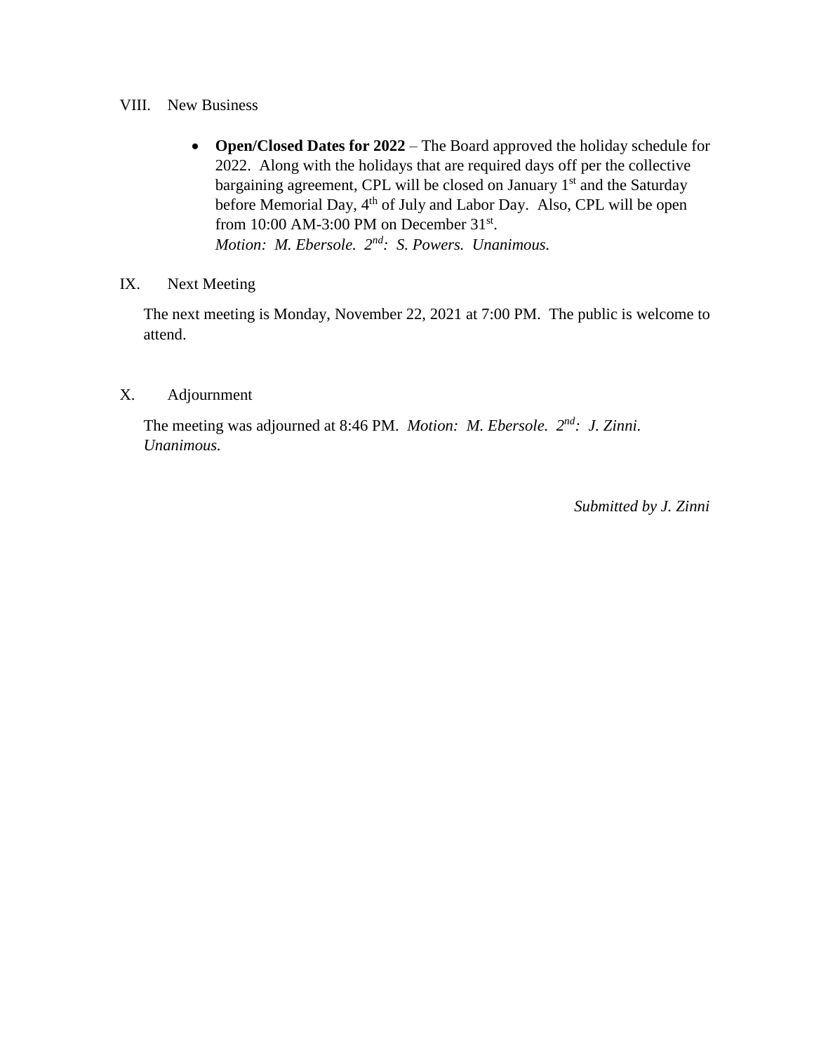VIII. New Business

- **Open/Closed Dates for 2022** – The Board approved the holiday schedule for 2022. Along with the holidays that are required days off per the collective bargaining agreement, CPL will be closed on January 1st and the Saturday before Memorial Day, 4th of July and Labor Day. Also, CPL will be open from 10:00 AM-3:00 PM on December 31st.
  *Motion: M. Ebersole. 2nd: S. Powers. Unanimous.*

IX. Next Meeting

The next meeting is Monday, November 22, 2021 at 7:00 PM. The public is welcome to attend.

X. Adjournment

The meeting was adjourned at 8:46 PM. *Motion: M. Ebersole. 2nd: J. Zinni. Unanimous.*

*Submitted by J. Zinni*